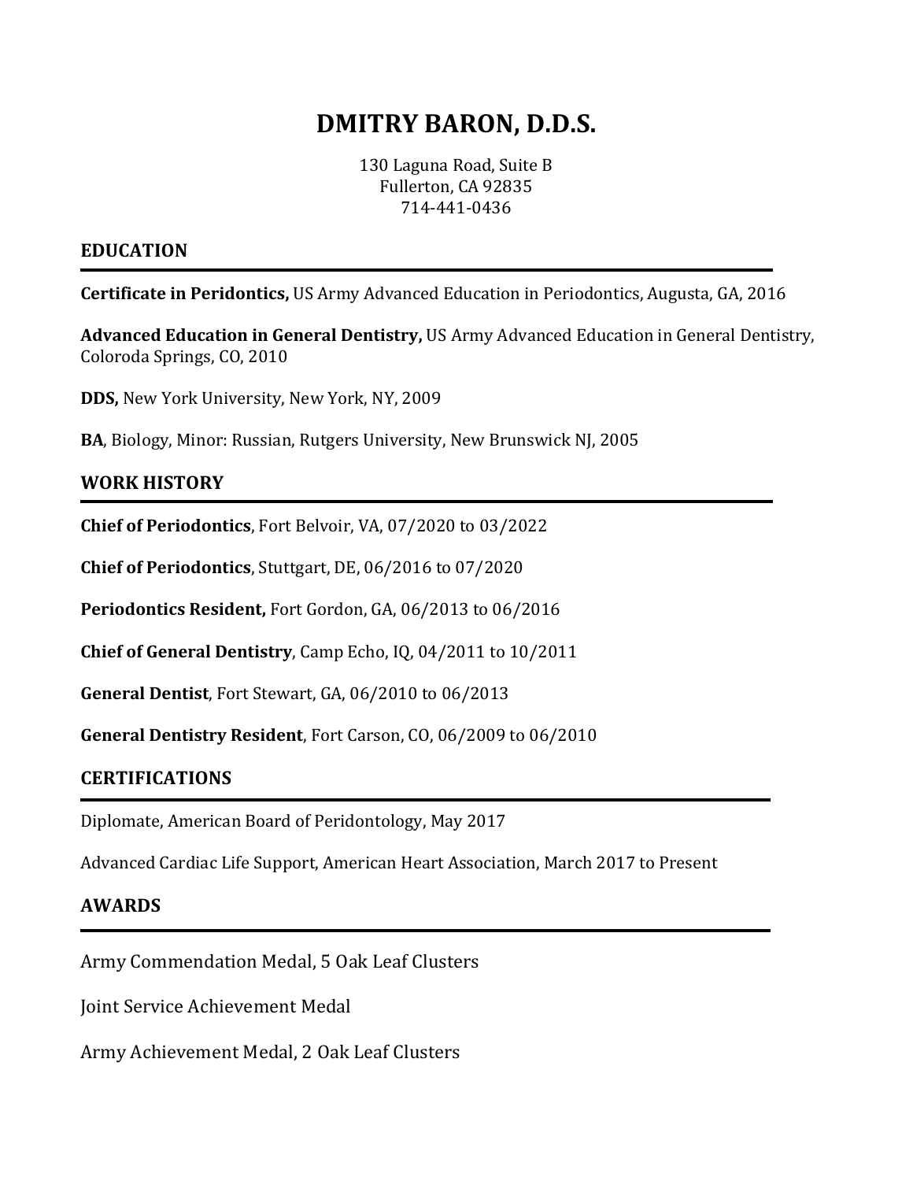# DMITRY BARON, D.D.S.

130 Laguna Road, Suite B
Fullerton, CA 92835
714-441-0436

## EDUCATION

**Certificate in Periodontics,** US Army Advanced Education in Periodontics, Augusta, GA, 2016

**Advanced Education in General Dentistry,** US Army Advanced Education in General Dentistry, Coloroda Springs, CO, 2010

**DDS,** New York University, New York, NY, 2009

**BA**, Biology, Minor: Russian, Rutgers University, New Brunswick NJ, 2005

## WORK HISTORY

**Chief of Periodontics**, Fort Belvoir, VA, 07/2020 to 03/2022

**Chief of Periodontics**, Stuttgart, DE, 06/2016 to 07/2020

**Periodontics Resident,** Fort Gordon, GA, 06/2013 to 06/2016

**Chief of General Dentistry**, Camp Echo, IQ, 04/2011 to 10/2011

**General Dentist**, Fort Stewart, GA, 06/2010 to 06/2013

**General Dentistry Resident**, Fort Carson, CO, 06/2009 to 06/2010

## CERTIFICATIONS

Diplomate, American Board of Peridontology, May 2017

Advanced Cardiac Life Support, American Heart Association, March 2017 to Present

## AWARDS

Army Commendation Medal, 5 Oak Leaf Clusters

Joint Service Achievement Medal

Army Achievement Medal, 2 Oak Leaf Clusters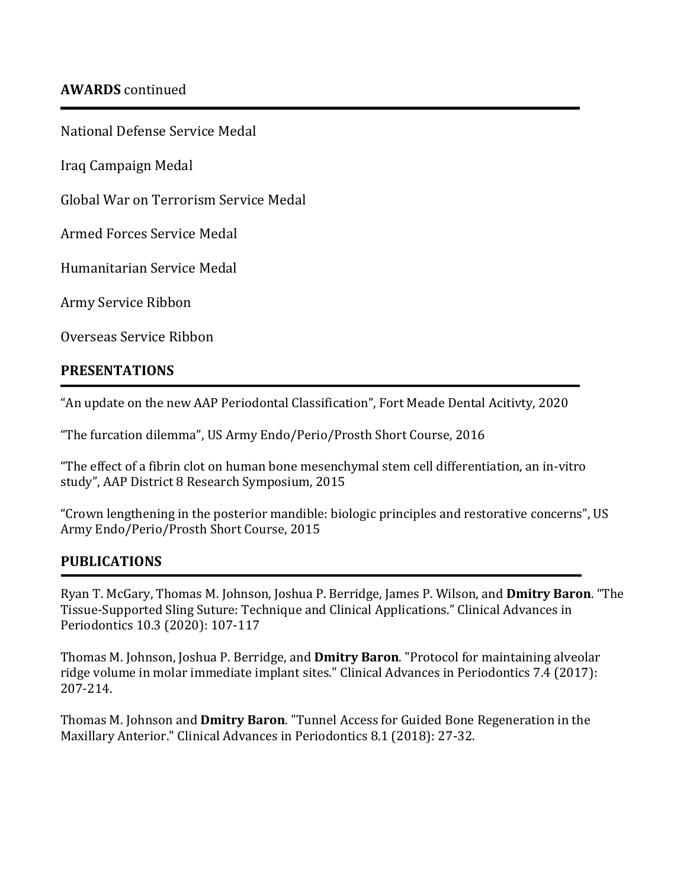## **AWARDS** continued

National Defense Service Medal

Iraq Campaign Medal

Global War on Terrorism Service Medal

Armed Forces Service Medal

Humanitarian Service Medal

Army Service Ribbon

Overseas Service Ribbon

## PRESENTATIONS

"An update on the new AAP Periodontal Classification", Fort Meade Dental Acitivty, 2020

"The furcation dilemma", US Army Endo/Perio/Prosth Short Course, 2016

"The effect of a fibrin clot on human bone mesenchymal stem cell differentiation, an in-vitro study", AAP District 8 Research Symposium, 2015

"Crown lengthening in the posterior mandible: biologic principles and restorative concerns", US Army Endo/Perio/Prosth Short Course, 2015

## PUBLICATIONS

Ryan T. McGary, Thomas M. Johnson, Joshua P. Berridge, James P. Wilson, and **Dmitry Baron**. "The Tissue-Supported Sling Suture: Technique and Clinical Applications." Clinical Advances in Periodontics 10.3 (2020): 107-117

Thomas M. Johnson, Joshua P. Berridge, and **Dmitry Baron**. "Protocol for maintaining alveolar ridge volume in molar immediate implant sites." Clinical Advances in Periodontics 7.4 (2017): 207-214.

Thomas M. Johnson and **Dmitry Baron**. "Tunnel Access for Guided Bone Regeneration in the Maxillary Anterior." Clinical Advances in Periodontics 8.1 (2018): 27-32.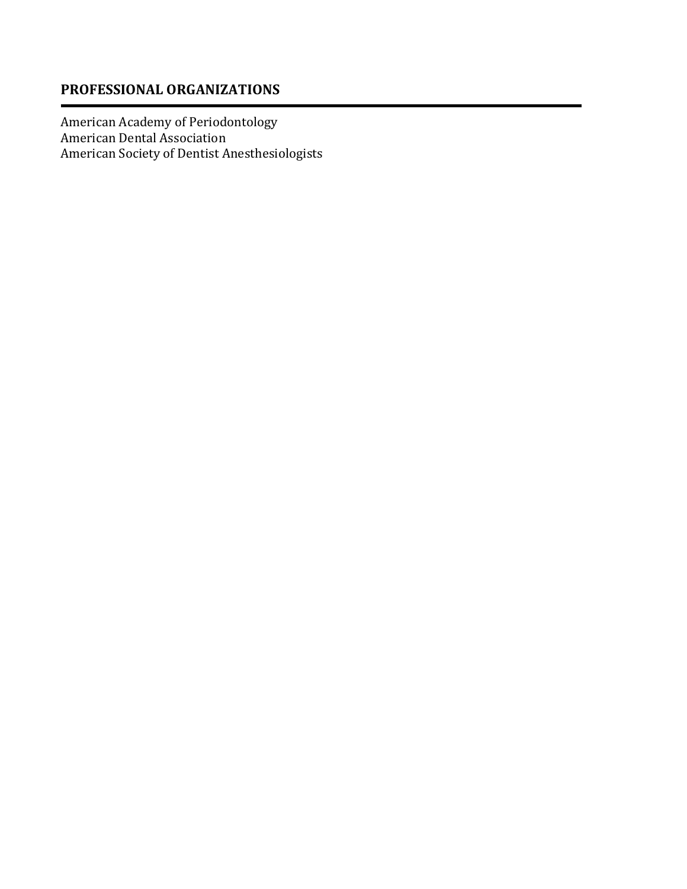## PROFESSIONAL ORGANIZATIONS

American Academy of Periodontology
American Dental Association
American Society of Dentist Anesthesiologists